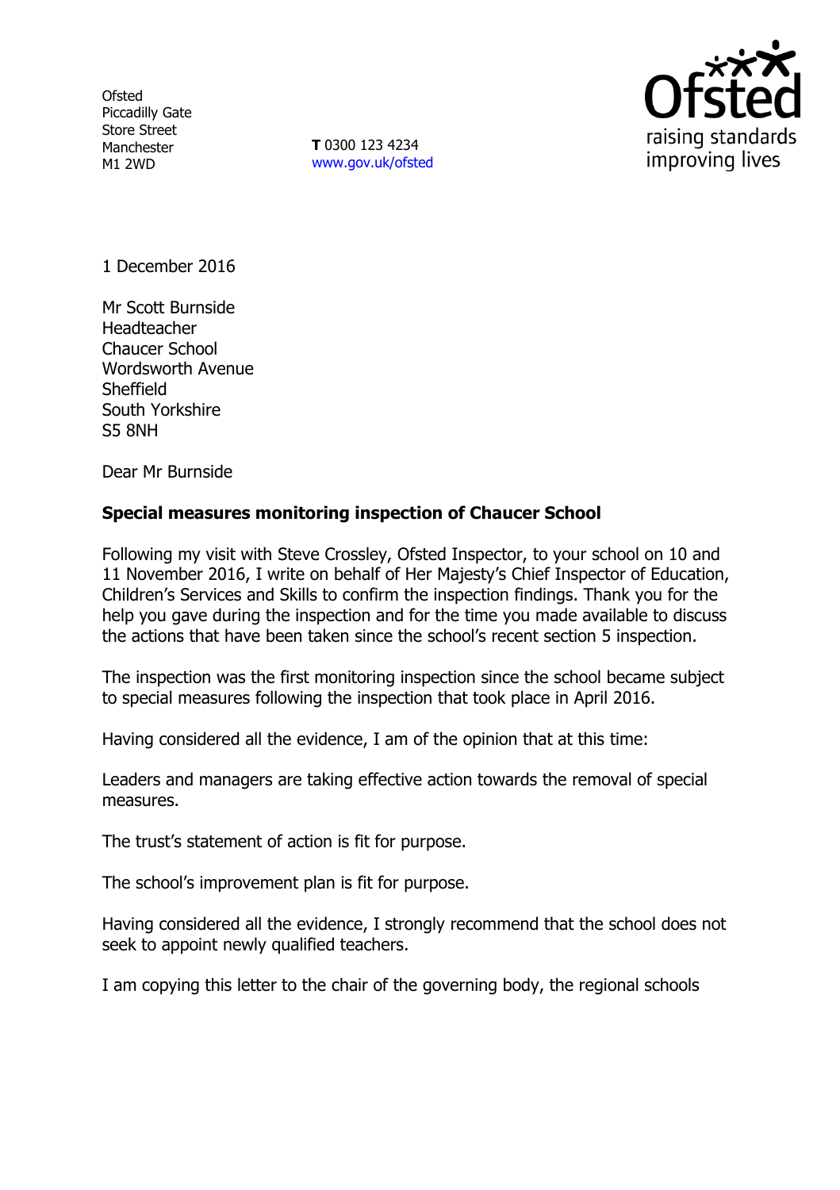Ofsted
Piccadilly Gate
Store Street
Manchester
M1 2WD

**T** 0300 123 4234
www.gov.uk/ofsted

1 December 2016

Mr Scott Burnside
Headteacher
Chaucer School
Wordsworth Avenue
Sheffield
South Yorkshire
S5 8NH

Dear Mr Burnside

**Special measures monitoring inspection of Chaucer School**

Following my visit with Steve Crossley, Ofsted Inspector, to your school on 10 and 11 November 2016, I write on behalf of Her Majesty's Chief Inspector of Education, Children's Services and Skills to confirm the inspection findings. Thank you for the help you gave during the inspection and for the time you made available to discuss the actions that have been taken since the school's recent section 5 inspection.

The inspection was the first monitoring inspection since the school became subject to special measures following the inspection that took place in April 2016.

Having considered all the evidence, I am of the opinion that at this time:

Leaders and managers are taking effective action towards the removal of special measures.

The trust's statement of action is fit for purpose.

The school's improvement plan is fit for purpose.

Having considered all the evidence, I strongly recommend that the school does not seek to appoint newly qualified teachers.

I am copying this letter to the chair of the governing body, the regional schools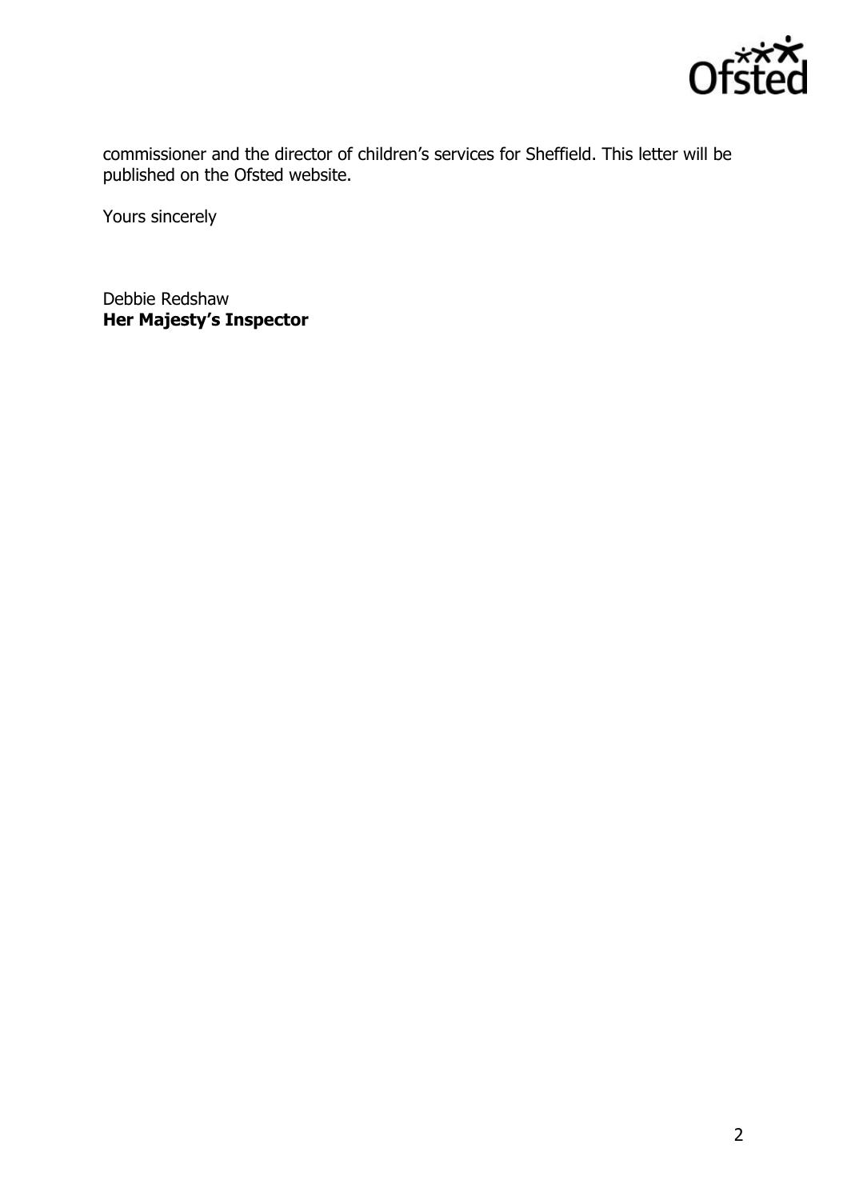commissioner and the director of children's services for Sheffield. This letter will be published on the Ofsted website.

Yours sincerely

Debbie Redshaw
**Her Majesty's Inspector**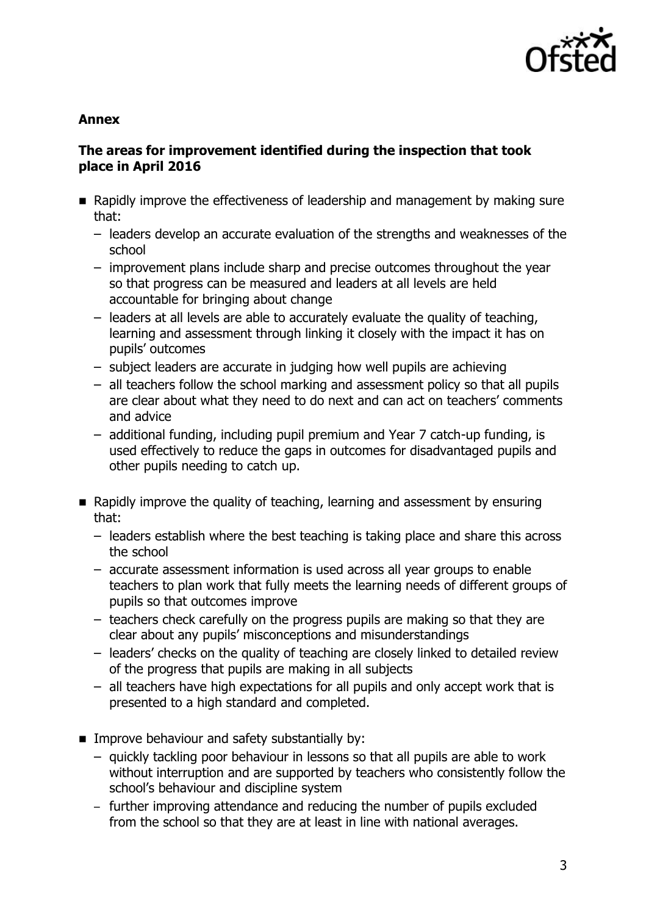**Annex**

**The areas for improvement identified during the inspection that took place in April 2016**

- Rapidly improve the effectiveness of leadership and management by making sure that:
  - leaders develop an accurate evaluation of the strengths and weaknesses of the school
  - improvement plans include sharp and precise outcomes throughout the year so that progress can be measured and leaders at all levels are held accountable for bringing about change
  - leaders at all levels are able to accurately evaluate the quality of teaching, learning and assessment through linking it closely with the impact it has on pupils' outcomes
  - subject leaders are accurate in judging how well pupils are achieving
  - all teachers follow the school marking and assessment policy so that all pupils are clear about what they need to do next and can act on teachers' comments and advice
  - additional funding, including pupil premium and Year 7 catch-up funding, is used effectively to reduce the gaps in outcomes for disadvantaged pupils and other pupils needing to catch up.
- Rapidly improve the quality of teaching, learning and assessment by ensuring that:
  - leaders establish where the best teaching is taking place and share this across the school
  - accurate assessment information is used across all year groups to enable teachers to plan work that fully meets the learning needs of different groups of pupils so that outcomes improve
  - teachers check carefully on the progress pupils are making so that they are clear about any pupils' misconceptions and misunderstandings
  - leaders' checks on the quality of teaching are closely linked to detailed review of the progress that pupils are making in all subjects
  - all teachers have high expectations for all pupils and only accept work that is presented to a high standard and completed.
- Improve behaviour and safety substantially by:
  - quickly tackling poor behaviour in lessons so that all pupils are able to work without interruption and are supported by teachers who consistently follow the school's behaviour and discipline system
  - further improving attendance and reducing the number of pupils excluded from the school so that they are at least in line with national averages.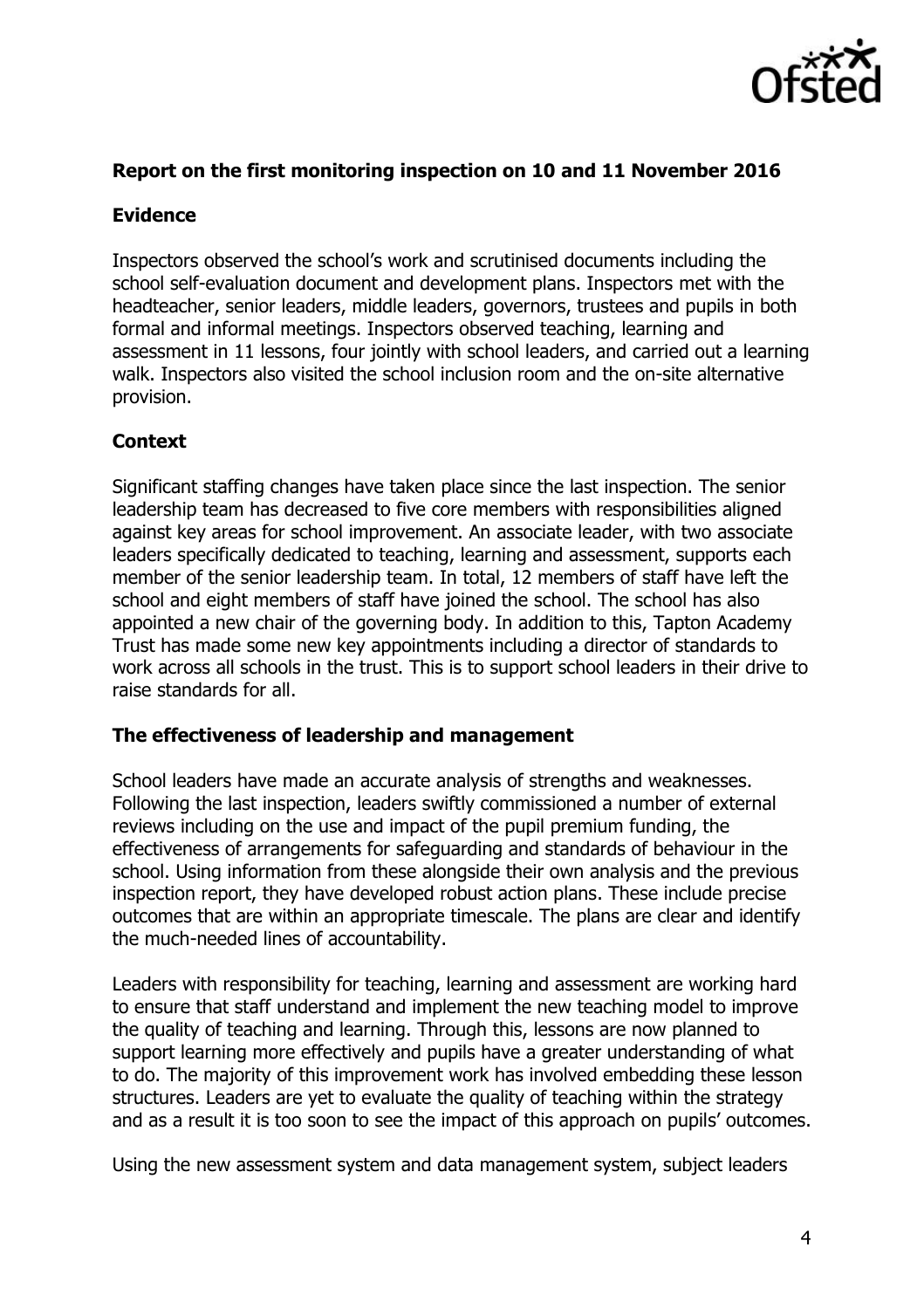**Report on the first monitoring inspection on 10 and 11 November 2016**

**Evidence**

Inspectors observed the school's work and scrutinised documents including the school self-evaluation document and development plans. Inspectors met with the headteacher, senior leaders, middle leaders, governors, trustees and pupils in both formal and informal meetings. Inspectors observed teaching, learning and assessment in 11 lessons, four jointly with school leaders, and carried out a learning walk. Inspectors also visited the school inclusion room and the on-site alternative provision.

**Context**

Significant staffing changes have taken place since the last inspection. The senior leadership team has decreased to five core members with responsibilities aligned against key areas for school improvement. An associate leader, with two associate leaders specifically dedicated to teaching, learning and assessment, supports each member of the senior leadership team. In total, 12 members of staff have left the school and eight members of staff have joined the school. The school has also appointed a new chair of the governing body. In addition to this, Tapton Academy Trust has made some new key appointments including a director of standards to work across all schools in the trust. This is to support school leaders in their drive to raise standards for all.

**The effectiveness of leadership and management**

School leaders have made an accurate analysis of strengths and weaknesses. Following the last inspection, leaders swiftly commissioned a number of external reviews including on the use and impact of the pupil premium funding, the effectiveness of arrangements for safeguarding and standards of behaviour in the school. Using information from these alongside their own analysis and the previous inspection report, they have developed robust action plans. These include precise outcomes that are within an appropriate timescale. The plans are clear and identify the much-needed lines of accountability.

Leaders with responsibility for teaching, learning and assessment are working hard to ensure that staff understand and implement the new teaching model to improve the quality of teaching and learning. Through this, lessons are now planned to support learning more effectively and pupils have a greater understanding of what to do. The majority of this improvement work has involved embedding these lesson structures. Leaders are yet to evaluate the quality of teaching within the strategy and as a result it is too soon to see the impact of this approach on pupils' outcomes.

Using the new assessment system and data management system, subject leaders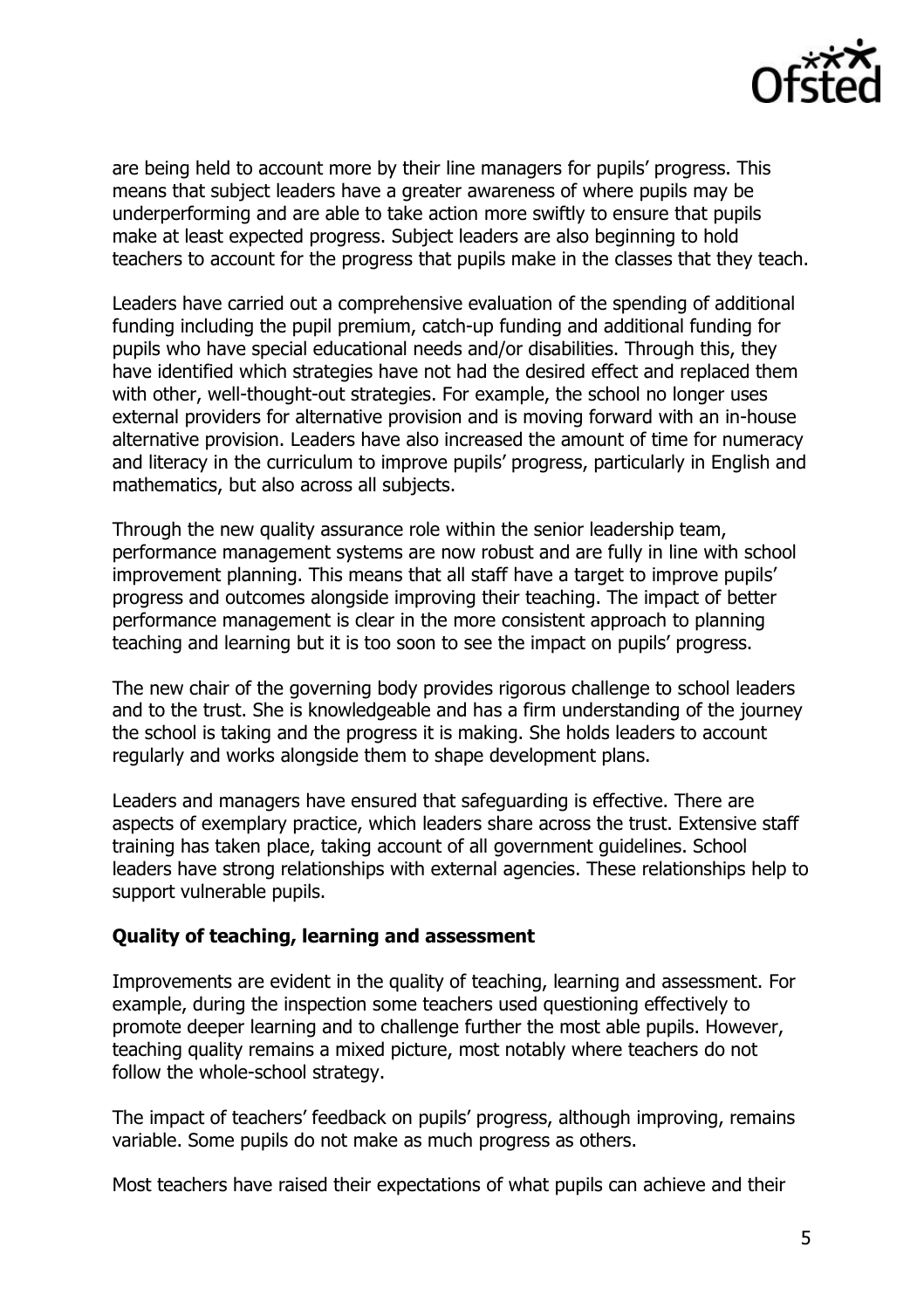are being held to account more by their line managers for pupils' progress. This means that subject leaders have a greater awareness of where pupils may be underperforming and are able to take action more swiftly to ensure that pupils make at least expected progress. Subject leaders are also beginning to hold teachers to account for the progress that pupils make in the classes that they teach.

Leaders have carried out a comprehensive evaluation of the spending of additional funding including the pupil premium, catch-up funding and additional funding for pupils who have special educational needs and/or disabilities. Through this, they have identified which strategies have not had the desired effect and replaced them with other, well-thought-out strategies. For example, the school no longer uses external providers for alternative provision and is moving forward with an in-house alternative provision. Leaders have also increased the amount of time for numeracy and literacy in the curriculum to improve pupils' progress, particularly in English and mathematics, but also across all subjects.

Through the new quality assurance role within the senior leadership team, performance management systems are now robust and are fully in line with school improvement planning. This means that all staff have a target to improve pupils' progress and outcomes alongside improving their teaching. The impact of better performance management is clear in the more consistent approach to planning teaching and learning but it is too soon to see the impact on pupils' progress.

The new chair of the governing body provides rigorous challenge to school leaders and to the trust. She is knowledgeable and has a firm understanding of the journey the school is taking and the progress it is making. She holds leaders to account regularly and works alongside them to shape development plans.

Leaders and managers have ensured that safeguarding is effective. There are aspects of exemplary practice, which leaders share across the trust. Extensive staff training has taken place, taking account of all government guidelines. School leaders have strong relationships with external agencies. These relationships help to support vulnerable pupils.

**Quality of teaching, learning and assessment**

Improvements are evident in the quality of teaching, learning and assessment. For example, during the inspection some teachers used questioning effectively to promote deeper learning and to challenge further the most able pupils. However, teaching quality remains a mixed picture, most notably where teachers do not follow the whole-school strategy.

The impact of teachers' feedback on pupils' progress, although improving, remains variable. Some pupils do not make as much progress as others.

Most teachers have raised their expectations of what pupils can achieve and their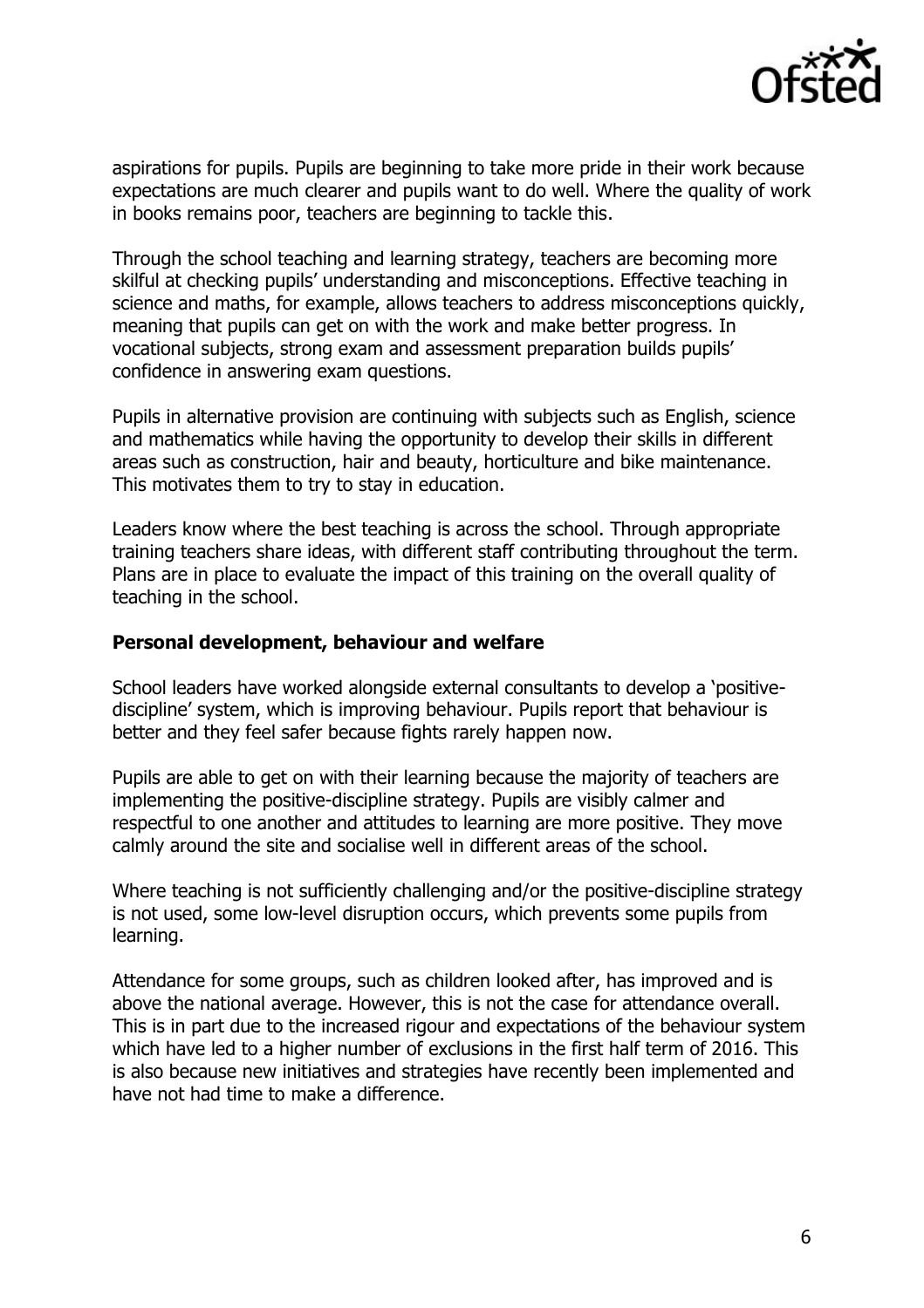aspirations for pupils. Pupils are beginning to take more pride in their work because expectations are much clearer and pupils want to do well. Where the quality of work in books remains poor, teachers are beginning to tackle this.

Through the school teaching and learning strategy, teachers are becoming more skilful at checking pupils' understanding and misconceptions. Effective teaching in science and maths, for example, allows teachers to address misconceptions quickly, meaning that pupils can get on with the work and make better progress. In vocational subjects, strong exam and assessment preparation builds pupils' confidence in answering exam questions.

Pupils in alternative provision are continuing with subjects such as English, science and mathematics while having the opportunity to develop their skills in different areas such as construction, hair and beauty, horticulture and bike maintenance. This motivates them to try to stay in education.

Leaders know where the best teaching is across the school. Through appropriate training teachers share ideas, with different staff contributing throughout the term. Plans are in place to evaluate the impact of this training on the overall quality of teaching in the school.

**Personal development, behaviour and welfare**

School leaders have worked alongside external consultants to develop a 'positive-discipline' system, which is improving behaviour. Pupils report that behaviour is better and they feel safer because fights rarely happen now.

Pupils are able to get on with their learning because the majority of teachers are implementing the positive-discipline strategy. Pupils are visibly calmer and respectful to one another and attitudes to learning are more positive. They move calmly around the site and socialise well in different areas of the school.

Where teaching is not sufficiently challenging and/or the positive-discipline strategy is not used, some low-level disruption occurs, which prevents some pupils from learning.

Attendance for some groups, such as children looked after, has improved and is above the national average. However, this is not the case for attendance overall. This is in part due to the increased rigour and expectations of the behaviour system which have led to a higher number of exclusions in the first half term of 2016. This is also because new initiatives and strategies have recently been implemented and have not had time to make a difference.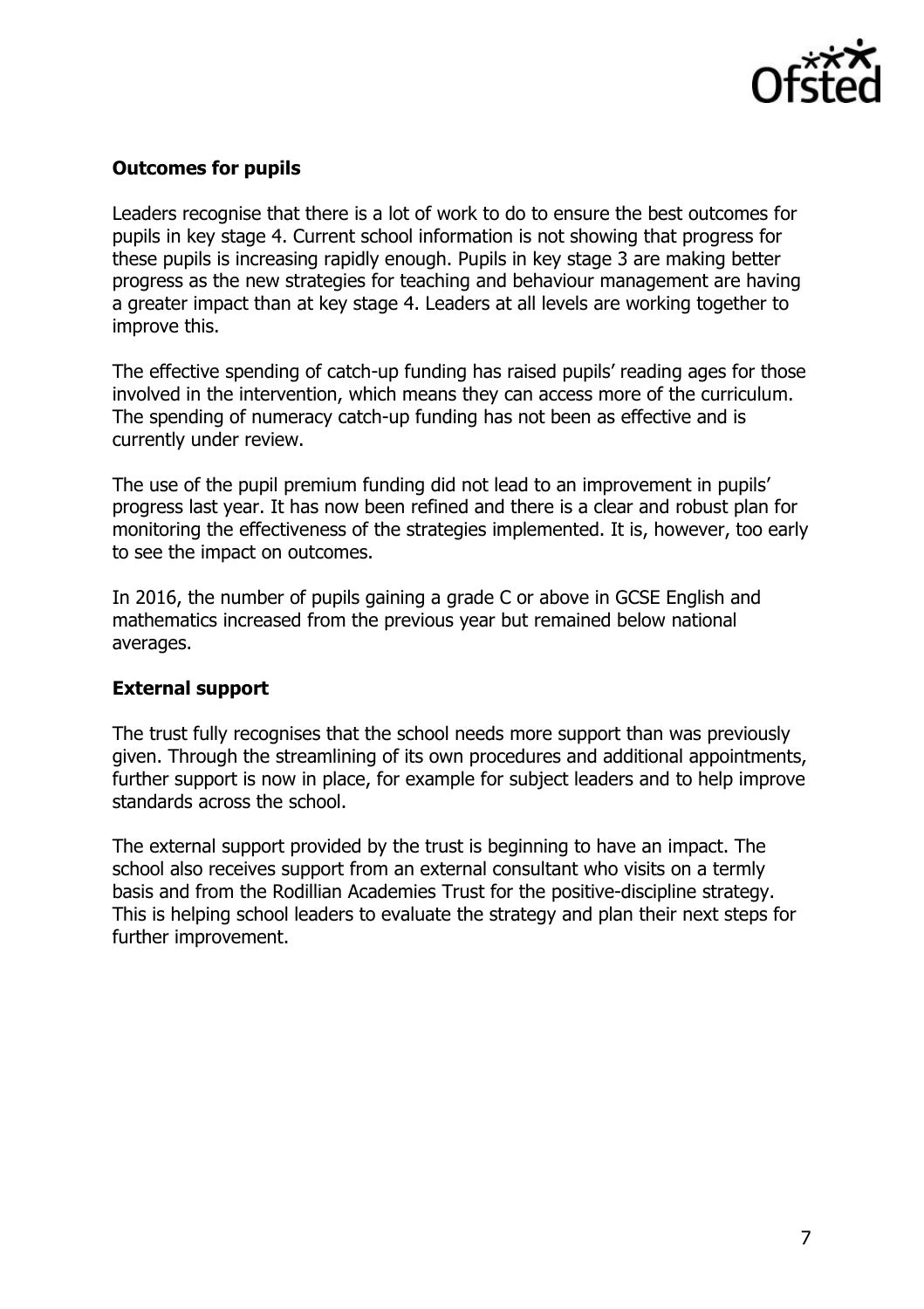**Outcomes for pupils**

Leaders recognise that there is a lot of work to do to ensure the best outcomes for pupils in key stage 4. Current school information is not showing that progress for these pupils is increasing rapidly enough. Pupils in key stage 3 are making better progress as the new strategies for teaching and behaviour management are having a greater impact than at key stage 4. Leaders at all levels are working together to improve this.

The effective spending of catch-up funding has raised pupils' reading ages for those involved in the intervention, which means they can access more of the curriculum. The spending of numeracy catch-up funding has not been as effective and is currently under review.

The use of the pupil premium funding did not lead to an improvement in pupils' progress last year. It has now been refined and there is a clear and robust plan for monitoring the effectiveness of the strategies implemented. It is, however, too early to see the impact on outcomes.

In 2016, the number of pupils gaining a grade C or above in GCSE English and mathematics increased from the previous year but remained below national averages.

**External support**

The trust fully recognises that the school needs more support than was previously given. Through the streamlining of its own procedures and additional appointments, further support is now in place, for example for subject leaders and to help improve standards across the school.

The external support provided by the trust is beginning to have an impact. The school also receives support from an external consultant who visits on a termly basis and from the Rodillian Academies Trust for the positive-discipline strategy. This is helping school leaders to evaluate the strategy and plan their next steps for further improvement.